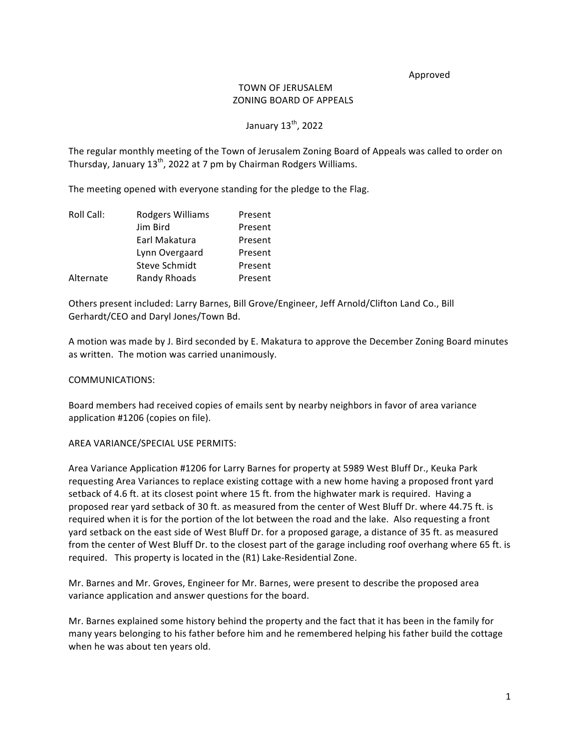Approved

# TOWN OF JERUSALEM
## ZONING BOARD OF APPEALS

January 13th, 2022

The regular monthly meeting of the Town of Jerusalem Zoning Board of Appeals was called to order on Thursday, January 13th, 2022 at 7 pm by Chairman Rodgers Williams.

The meeting opened with everyone standing for the pledge to the Flag.

| Roll Call: | Rodgers Williams | Present |
|---|---|---|
| | Jim Bird | Present |
| | Earl Makatura | Present |
| | Lynn Overgaard | Present |
| | Steve Schmidt | Present |
| Alternate | Randy Rhoads | Present |

Others present included: Larry Barnes, Bill Grove/Engineer, Jeff Arnold/Clifton Land Co., Bill Gerhardt/CEO and Daryl Jones/Town Bd.

A motion was made by J. Bird seconded by E. Makatura to approve the December Zoning Board minutes as written. The motion was carried unanimously.

COMMUNICATIONS:

Board members had received copies of emails sent by nearby neighbors in favor of area variance application #1206 (copies on file).

AREA VARIANCE/SPECIAL USE PERMITS:

Area Variance Application #1206 for Larry Barnes for property at 5989 West Bluff Dr., Keuka Park requesting Area Variances to replace existing cottage with a new home having a proposed front yard setback of 4.6 ft. at its closest point where 15 ft. from the highwater mark is required. Having a proposed rear yard setback of 30 ft. as measured from the center of West Bluff Dr. where 44.75 ft. is required when it is for the portion of the lot between the road and the lake. Also requesting a front yard setback on the east side of West Bluff Dr. for a proposed garage, a distance of 35 ft. as measured from the center of West Bluff Dr. to the closest part of the garage including roof overhang where 65 ft. is required. This property is located in the (R1) Lake-Residential Zone.

Mr. Barnes and Mr. Groves, Engineer for Mr. Barnes, were present to describe the proposed area variance application and answer questions for the board.

Mr. Barnes explained some history behind the property and the fact that it has been in the family for many years belonging to his father before him and he remembered helping his father build the cottage when he was about ten years old.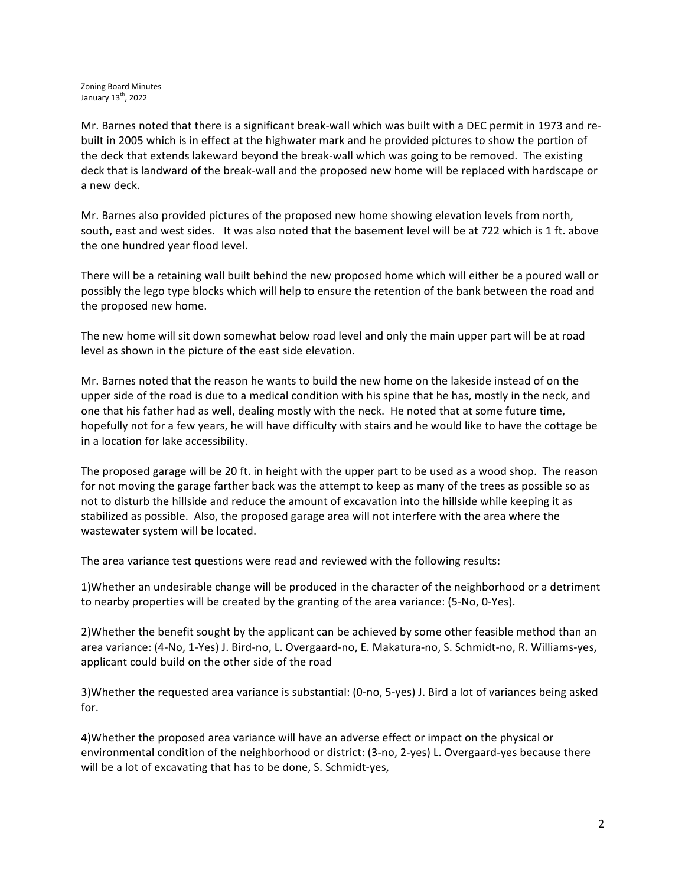Mr. Barnes noted that there is a significant break-wall which was built with a DEC permit in 1973 and re-built in 2005 which is in effect at the highwater mark and he provided pictures to show the portion of the deck that extends lakeward beyond the break-wall which was going to be removed. The existing deck that is landward of the break-wall and the proposed new home will be replaced with hardscape or a new deck.

Mr. Barnes also provided pictures of the proposed new home showing elevation levels from north, south, east and west sides. It was also noted that the basement level will be at 722 which is 1 ft. above the one hundred year flood level.

There will be a retaining wall built behind the new proposed home which will either be a poured wall or possibly the lego type blocks which will help to ensure the retention of the bank between the road and the proposed new home.

The new home will sit down somewhat below road level and only the main upper part will be at road level as shown in the picture of the east side elevation.

Mr. Barnes noted that the reason he wants to build the new home on the lakeside instead of on the upper side of the road is due to a medical condition with his spine that he has, mostly in the neck, and one that his father had as well, dealing mostly with the neck. He noted that at some future time, hopefully not for a few years, he will have difficulty with stairs and he would like to have the cottage be in a location for lake accessibility.

The proposed garage will be 20 ft. in height with the upper part to be used as a wood shop. The reason for not moving the garage farther back was the attempt to keep as many of the trees as possible so as not to disturb the hillside and reduce the amount of excavation into the hillside while keeping it as stabilized as possible. Also, the proposed garage area will not interfere with the area where the wastewater system will be located.

The area variance test questions were read and reviewed with the following results:

1)Whether an undesirable change will be produced in the character of the neighborhood or a detriment to nearby properties will be created by the granting of the area variance: (5-No, 0-Yes).

2)Whether the benefit sought by the applicant can be achieved by some other feasible method than an area variance: (4-No, 1-Yes) J. Bird-no, L. Overgaard-no, E. Makatura-no, S. Schmidt-no, R. Williams-yes, applicant could build on the other side of the road

3)Whether the requested area variance is substantial: (0-no, 5-yes) J. Bird a lot of variances being asked for.

4)Whether the proposed area variance will have an adverse effect or impact on the physical or environmental condition of the neighborhood or district: (3-no, 2-yes) L. Overgaard-yes because there will be a lot of excavating that has to be done, S. Schmidt-yes,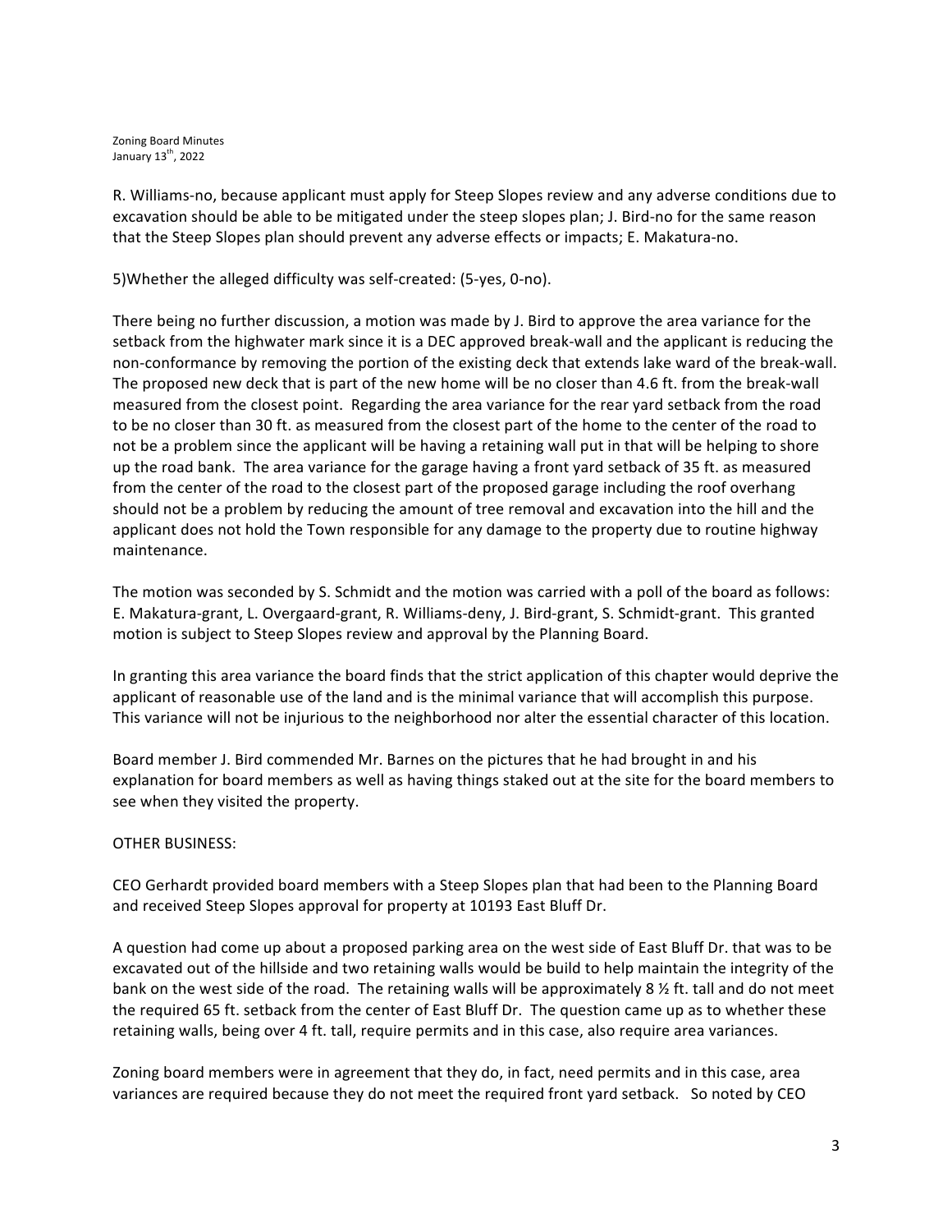R. Williams-no, because applicant must apply for Steep Slopes review and any adverse conditions due to excavation should be able to be mitigated under the steep slopes plan; J. Bird-no for the same reason that the Steep Slopes plan should prevent any adverse effects or impacts; E. Makatura-no.

5)Whether the alleged difficulty was self-created: (5-yes, 0-no).

There being no further discussion, a motion was made by J. Bird to approve the area variance for the setback from the highwater mark since it is a DEC approved break-wall and the applicant is reducing the non-conformance by removing the portion of the existing deck that extends lake ward of the break-wall. The proposed new deck that is part of the new home will be no closer than 4.6 ft. from the break-wall measured from the closest point. Regarding the area variance for the rear yard setback from the road to be no closer than 30 ft. as measured from the closest part of the home to the center of the road to not be a problem since the applicant will be having a retaining wall put in that will be helping to shore up the road bank. The area variance for the garage having a front yard setback of 35 ft. as measured from the center of the road to the closest part of the proposed garage including the roof overhang should not be a problem by reducing the amount of tree removal and excavation into the hill and the applicant does not hold the Town responsible for any damage to the property due to routine highway maintenance.

The motion was seconded by S. Schmidt and the motion was carried with a poll of the board as follows: E. Makatura-grant, L. Overgaard-grant, R. Williams-deny, J. Bird-grant, S. Schmidt-grant. This granted motion is subject to Steep Slopes review and approval by the Planning Board.

In granting this area variance the board finds that the strict application of this chapter would deprive the applicant of reasonable use of the land and is the minimal variance that will accomplish this purpose. This variance will not be injurious to the neighborhood nor alter the essential character of this location.

Board member J. Bird commended Mr. Barnes on the pictures that he had brought in and his explanation for board members as well as having things staked out at the site for the board members to see when they visited the property.

OTHER BUSINESS:

CEO Gerhardt provided board members with a Steep Slopes plan that had been to the Planning Board and received Steep Slopes approval for property at 10193 East Bluff Dr.

A question had come up about a proposed parking area on the west side of East Bluff Dr. that was to be excavated out of the hillside and two retaining walls would be build to help maintain the integrity of the bank on the west side of the road. The retaining walls will be approximately 8 ½ ft. tall and do not meet the required 65 ft. setback from the center of East Bluff Dr. The question came up as to whether these retaining walls, being over 4 ft. tall, require permits and in this case, also require area variances.

Zoning board members were in agreement that they do, in fact, need permits and in this case, area variances are required because they do not meet the required front yard setback. So noted by CEO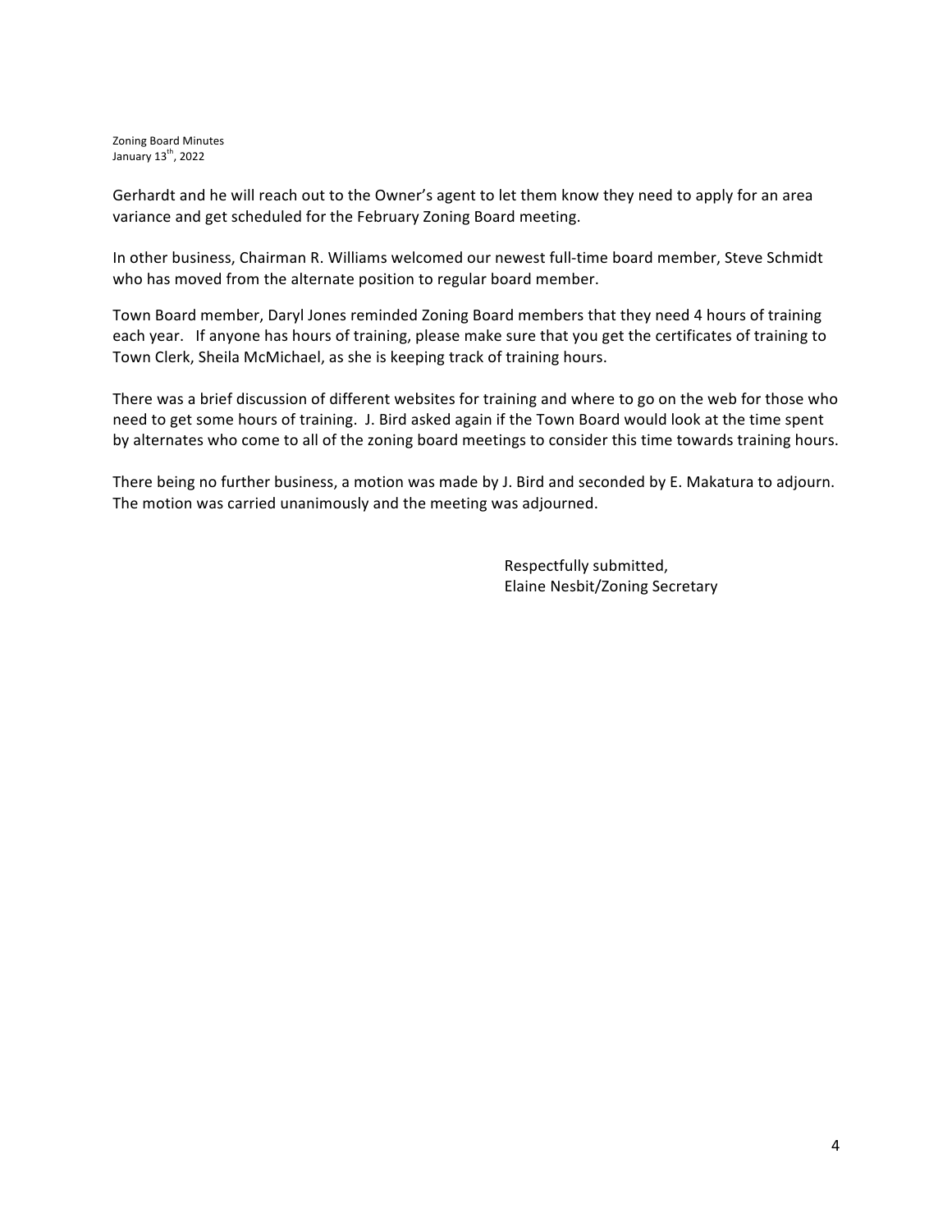Gerhardt and he will reach out to the Owner's agent to let them know they need to apply for an area variance and get scheduled for the February Zoning Board meeting.

In other business, Chairman R. Williams welcomed our newest full-time board member, Steve Schmidt who has moved from the alternate position to regular board member.

Town Board member, Daryl Jones reminded Zoning Board members that they need 4 hours of training each year. If anyone has hours of training, please make sure that you get the certificates of training to Town Clerk, Sheila McMichael, as she is keeping track of training hours.

There was a brief discussion of different websites for training and where to go on the web for those who need to get some hours of training. J. Bird asked again if the Town Board would look at the time spent by alternates who come to all of the zoning board meetings to consider this time towards training hours.

There being no further business, a motion was made by J. Bird and seconded by E. Makatura to adjourn. The motion was carried unanimously and the meeting was adjourned.

Respectfully submitted,
Elaine Nesbit/Zoning Secretary